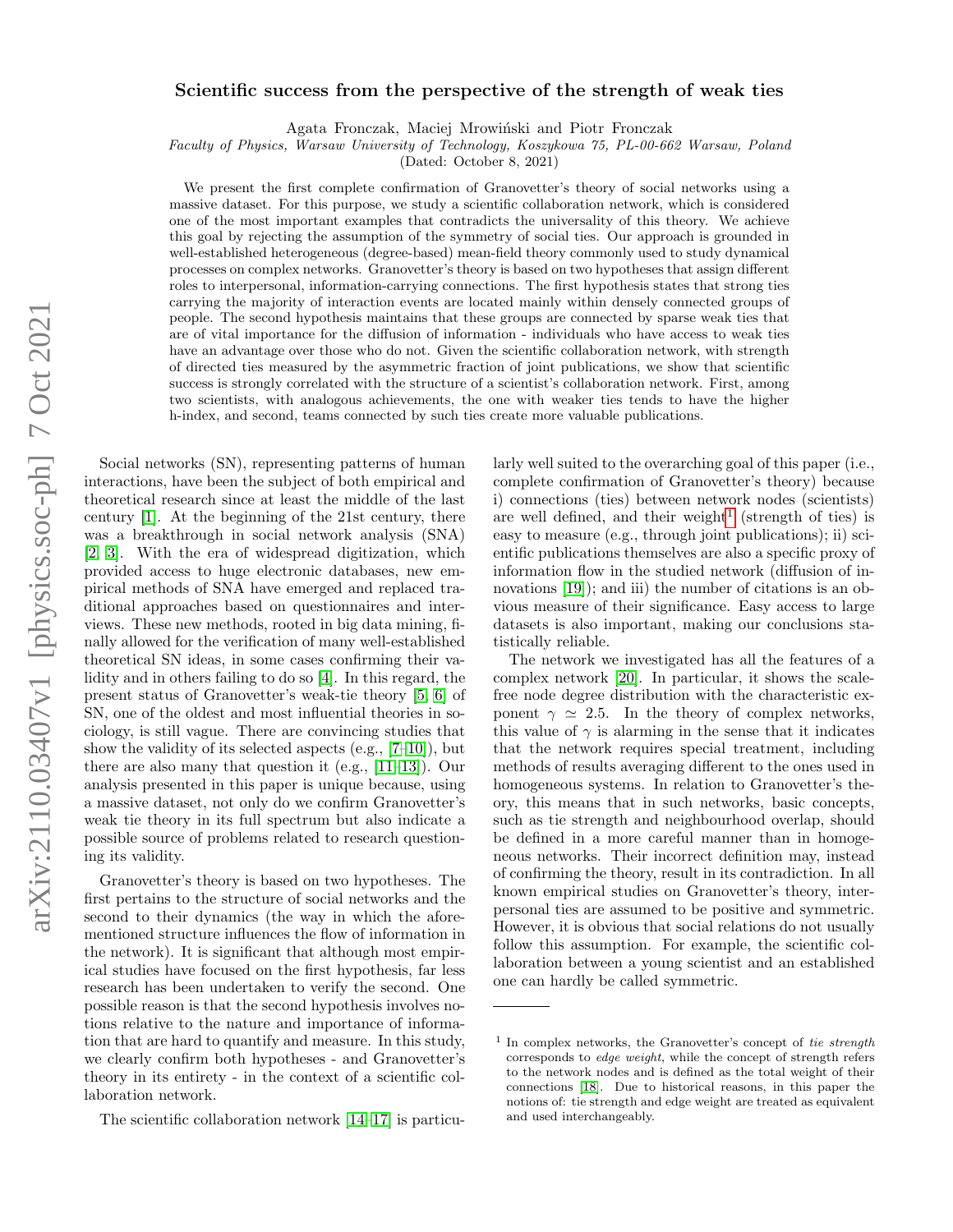# Scientific success from the perspective of the strength of weak ties

Agata Fronczak, Maciej Mrowiński and Piotr Fronczak

*Faculty of Physics, Warsaw University of Technology, Koszykowa 75, PL-00-662 Warsaw, Poland*

(Dated: October 8, 2021)

We present the first complete confirmation of Granovetter's theory of social networks using a massive dataset. For this purpose, we study a scientific collaboration network, which is considered one of the most important examples that contradicts the universality of this theory. We achieve this goal by rejecting the assumption of the symmetry of social ties. Our approach is grounded in well-established heterogeneous (degree-based) mean-field theory commonly used to study dynamical processes on complex networks. Granovetter's theory is based on two hypotheses that assign different roles to interpersonal, information-carrying connections. The first hypothesis states that strong ties carrying the majority of interaction events are located mainly within densely connected groups of people. The second hypothesis maintains that these groups are connected by sparse weak ties that are of vital importance for the diffusion of information - individuals who have access to weak ties have an advantage over those who do not. Given the scientific collaboration network, with strength of directed ties measured by the asymmetric fraction of joint publications, we show that scientific success is strongly correlated with the structure of a scientist's collaboration network. First, among two scientists, with analogous achievements, the one with weaker ties tends to have the higher h-index, and second, teams connected by such ties create more valuable publications.

Social networks (SN), representing patterns of human interactions, have been the subject of both empirical and theoretical research since at least the middle of the last century [1]. At the beginning of the 21st century, there was a breakthrough in social network analysis (SNA) [2, 3]. With the era of widespread digitization, which provided access to huge electronic databases, new empirical methods of SNA have emerged and replaced traditional approaches based on questionnaires and interviews. These new methods, rooted in big data mining, finally allowed for the verification of many well-established theoretical SN ideas, in some cases confirming their validity and in others failing to do so [4]. In this regard, the present status of Granovetter's weak-tie theory [5, 6] of SN, one of the oldest and most influential theories in sociology, is still vague. There are convincing studies that show the validity of its selected aspects (e.g., [7–10]), but there are also many that question it (e.g., [11–13]). Our analysis presented in this paper is unique because, using a massive dataset, not only do we confirm Granovetter's weak tie theory in its full spectrum but also indicate a possible source of problems related to research questioning its validity.

Granovetter's theory is based on two hypotheses. The first pertains to the structure of social networks and the second to their dynamics (the way in which the aforementioned structure influences the flow of information in the network). It is significant that although most empirical studies have focused on the first hypothesis, far less research has been undertaken to verify the second. One possible reason is that the second hypothesis involves notions relative to the nature and importance of information that are hard to quantify and measure. In this study, we clearly confirm both hypotheses - and Granovetter's theory in its entirety - in the context of a scientific collaboration network.

The scientific collaboration network [14–17] is particularly well suited to the overarching goal of this paper (i.e., complete confirmation of Granovetter's theory) because i) connections (ties) between network nodes (scientists) are well defined, and their weight[1] (strength of ties) is easy to measure (e.g., through joint publications); ii) scientific publications themselves are also a specific proxy of information flow in the studied network (diffusion of innovations [19]); and iii) the number of citations is an obvious measure of their significance. Easy access to large datasets is also important, making our conclusions statistically reliable.

The network we investigated has all the features of a complex network [20]. In particular, it shows the scale-free node degree distribution with the characteristic exponent $\gamma \simeq 2.5$. In the theory of complex networks, this value of $\gamma$ is alarming in the sense that it indicates that the network requires special treatment, including methods of results averaging different to the ones used in homogeneous systems. In relation to Granovetter's theory, this means that in such networks, basic concepts, such as tie strength and neighbourhood overlap, should be defined in a more careful manner than in homogeneous networks. Their incorrect definition may, instead of confirming the theory, result in its contradiction. In all known empirical studies on Granovetter's theory, interpersonal ties are assumed to be positive and symmetric. However, it is obvious that social relations do not usually follow this assumption. For example, the scientific collaboration between a young scientist and an established one can hardly be called symmetric.

[1] In complex networks, the Granovetter's concept of *tie strength* corresponds to *edge weight*, while the concept of strength refers to the network nodes and is defined as the total weight of their connections [18]. Due to historical reasons, in this paper the notions of: tie strength and edge weight are treated as equivalent and used interchangeably.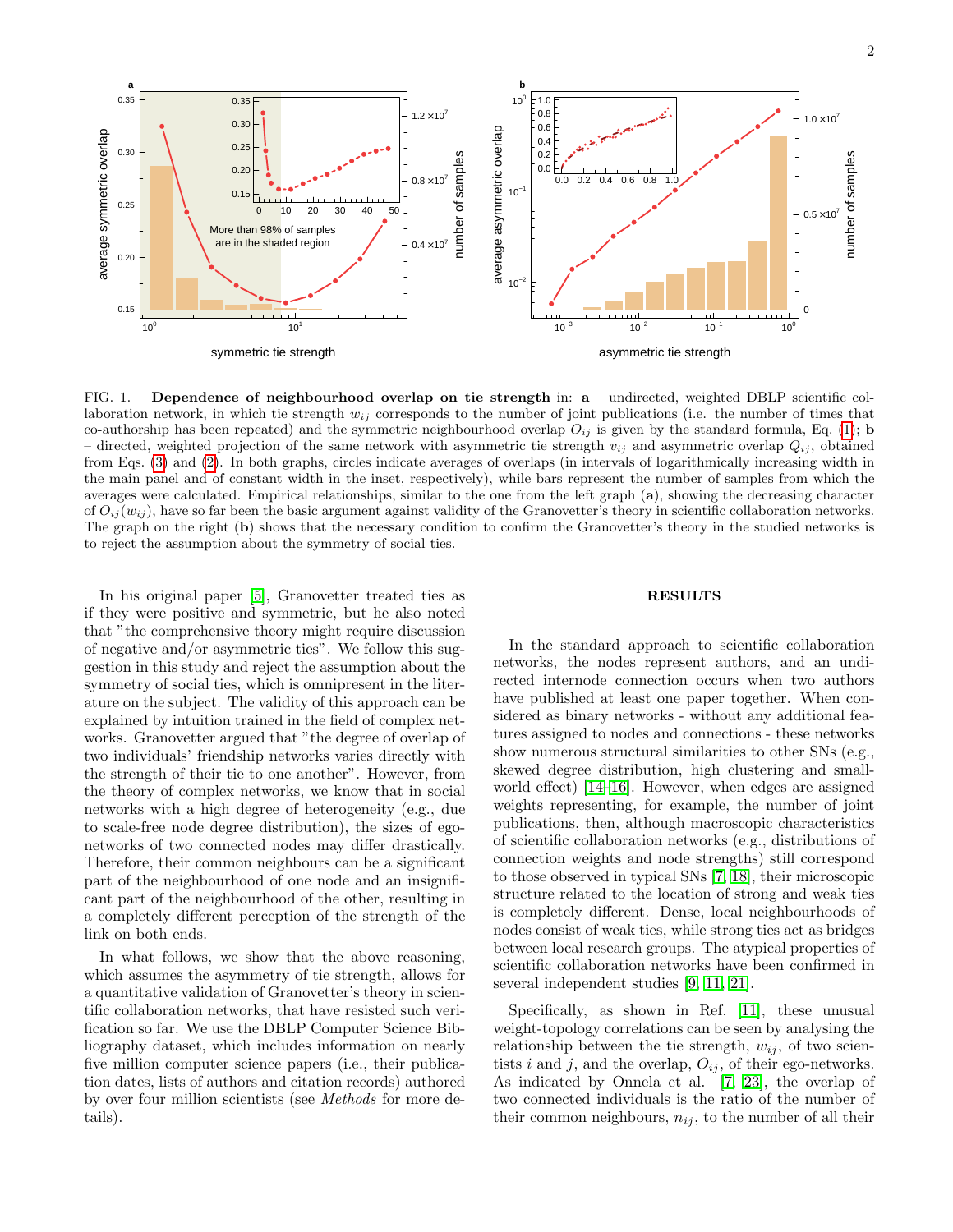FIG. 1. **Dependence of neighbourhood overlap on tie strength** in: **a** – undirected, weighted DBLP scientific collaboration network, in which tie strength $w_{ij}$ corresponds to the number of joint publications (i.e. the number of times that co-authorship has been repeated) and the symmetric neighbourhood overlap $O_{ij}$ is given by the standard formula, Eq. (1); **b** – directed, weighted projection of the same network with asymmetric tie strength $v_{ij}$ and asymmetric overlap $Q_{ij}$, obtained from Eqs. (3) and (2). In both graphs, circles indicate averages of overlaps (in intervals of logarithmically increasing width in the main panel and of constant width in the inset, respectively), while bars represent the number of samples from which the averages were calculated. Empirical relationships, similar to the one from the left graph (**a**), showing the decreasing character of $O_{ij}(w_{ij})$, have so far been the basic argument against validity of the Granovetter's theory in scientific collaboration networks. The graph on the right (**b**) shows that the necessary condition to confirm the Granovetter's theory in the studied networks is to reject the assumption about the symmetry of social ties.

In his original paper [5], Granovetter treated ties as if they were positive and symmetric, but he also noted that "the comprehensive theory might require discussion of negative and/or asymmetric ties". We follow this suggestion in this study and reject the assumption about the symmetry of social ties, which is omnipresent in the literature on the subject. The validity of this approach can be explained by intuition trained in the field of complex networks. Granovetter argued that "the degree of overlap of two individuals' friendship networks varies directly with the strength of their tie to one another". However, from the theory of complex networks, we know that in social networks with a high degree of heterogeneity (e.g., due to scale-free node degree distribution), the sizes of ego-networks of two connected nodes may differ drastically. Therefore, their common neighbours can be a significant part of the neighbourhood of one node and an insignificant part of the neighbourhood of the other, resulting in a completely different perception of the strength of the link on both ends.

In what follows, we show that the above reasoning, which assumes the asymmetry of tie strength, allows for a quantitative validation of Granovetter's theory in scientific collaboration networks, that have resisted such verification so far. We use the DBLP Computer Science Bibliography dataset, which includes information on nearly five million computer science papers (i.e., their publication dates, lists of authors and citation records) authored by over four million scientists (see *Methods* for more details).

## RESULTS

In the standard approach to scientific collaboration networks, the nodes represent authors, and an undirected internode connection occurs when two authors have published at least one paper together. When considered as binary networks - without any additional features assigned to nodes and connections - these networks show numerous structural similarities to other SNs (e.g., skewed degree distribution, high clustering and small-world effect) [14–16]. However, when edges are assigned weights representing, for example, the number of joint publications, then, although macroscopic characteristics of scientific collaboration networks (e.g., distributions of connection weights and node strengths) still correspond to those observed in typical SNs [7, 18], their microscopic structure related to the location of strong and weak ties is completely different. Dense, local neighbourhoods of nodes consist of weak ties, while strong ties act as bridges between local research groups. The atypical properties of scientific collaboration networks have been confirmed in several independent studies [9, 11, 21].

Specifically, as shown in Ref. [11], these unusual weight-topology correlations can be seen by analysing the relationship between the tie strength, $w_{ij}$, of two scientists $i$ and $j$, and the overlap, $O_{ij}$, of their ego-networks. As indicated by Onnela et al. [7, 23], the overlap of two connected individuals is the ratio of the number of their common neighbours, $n_{ij}$, to the number of all their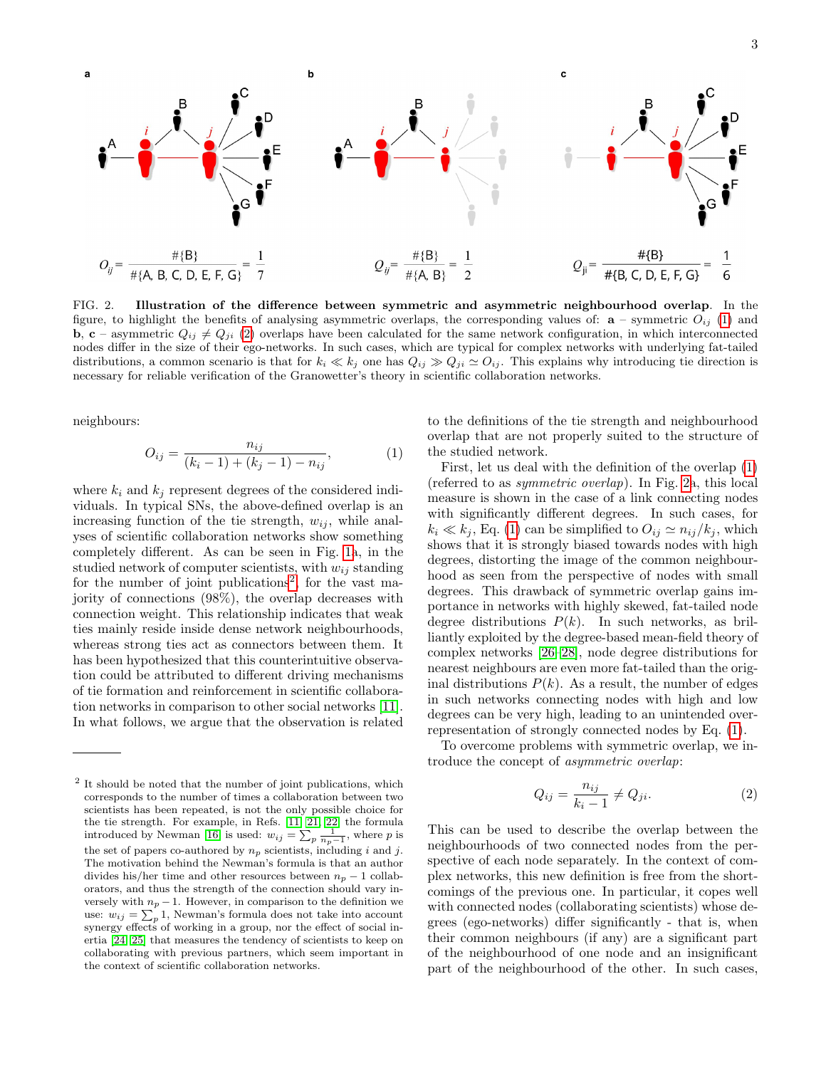FIG. 2. **Illustration of the difference between symmetric and asymmetric neighbourhood overlap**. In the figure, to highlight the benefits of analysing asymmetric overlaps, the corresponding values of: **a** – symmetric $O_{ij}$ (1) and **b**, **c** – asymmetric $Q_{ij} \neq Q_{ji}$ (2) overlaps have been calculated for the same network configuration, in which interconnected nodes differ in the size of their ego-networks. In such cases, which are typical for complex networks with underlying fat-tailed distributions, a common scenario is that for $k_i \ll k_j$ one has $Q_{ij} \gg Q_{ji} \simeq O_{ij}$. This explains why introducing tie direction is necessary for reliable verification of the Granowetter's theory in scientific collaboration networks.

neighbours:

$$O_{ij} = \frac{n_{ij}}{(k_i - 1) + (k_j - 1) - n_{ij}}, \qquad (1)$$

where $k_i$ and $k_j$ represent degrees of the considered individuals. In typical SNs, the above-defined overlap is an increasing function of the tie strength, $w_{ij}$, while analyses of scientific collaboration networks show something completely different. As can be seen in Fig. 1a, in the studied network of computer scientists, with $w_{ij}$ standing for the number of joint publications[2], for the vast majority of connections (98%), the overlap decreases with connection weight. This relationship indicates that weak ties mainly reside inside dense network neighbourhoods, whereas strong ties act as connectors between them. It has been hypothesized that this counterintuitive observation could be attributed to different driving mechanisms of tie formation and reinforcement in scientific collaboration networks in comparison to other social networks [11]. In what follows, we argue that the observation is related to the definitions of the tie strength and neighbourhood overlap that are not properly suited to the structure of the studied network.

First, let us deal with the definition of the overlap (1) (referred to as *symmetric overlap*). In Fig. 2a, this local measure is shown in the case of a link connecting nodes with significantly different degrees. In such cases, for $k_i \ll k_j$, Eq. (1) can be simplified to $O_{ij} \simeq n_{ij}/k_j$, which shows that it is strongly biased towards nodes with high degrees, distorting the image of the common neighbourhood as seen from the perspective of nodes with small degrees. This drawback of symmetric overlap gains importance in networks with highly skewed, fat-tailed node degree distributions $P(k)$. In such networks, as brilliantly exploited by the degree-based mean-field theory of complex networks [26–28], node degree distributions for nearest neighbours are even more fat-tailed than the original distributions $P(k)$. As a result, the number of edges in such networks connecting nodes with high and low degrees can be very high, leading to an unintended overrepresentation of strongly connected nodes by Eq. (1).

To overcome problems with symmetric overlap, we introduce the concept of *asymmetric overlap*:

$$Q_{ij} = \frac{n_{ij}}{k_i - 1} \neq Q_{ji}. \qquad (2)$$

This can be used to describe the overlap between the neighbourhoods of two connected nodes from the perspective of each node separately. In the context of complex networks, this new definition is free from the shortcomings of the previous one. In particular, it copes well with connected nodes (collaborating scientists) whose degrees (ego-networks) differ significantly - that is, when their common neighbours (if any) are a significant part of the neighbourhood of one node and an insignificant part of the neighbourhood of the other. In such cases,

[2] It should be noted that the number of joint publications, which corresponds to the number of times a collaboration between two scientists has been repeated, is not the only possible choice for the tie strength. For example, in Refs. [11, 21, 22] the formula introduced by Newman [16] is used: $w_{ij} = \sum_p \frac{1}{n_p - 1}$, where $p$ is the set of papers co-authored by $n_p$ scientists, including $i$ and $j$. The motivation behind the Newman's formula is that an author divides his/her time and other resources between $n_p - 1$ collaborators, and thus the strength of the connection should vary inversely with $n_p - 1$. However, in comparison to the definition we use: $w_{ij} = \sum_p 1$, Newman's formula does not take into account synergy effects of working in a group, nor the effect of social inertia [24, 25] that measures the tendency of scientists to keep on collaborating with previous partners, which seem important in the context of scientific collaboration networks.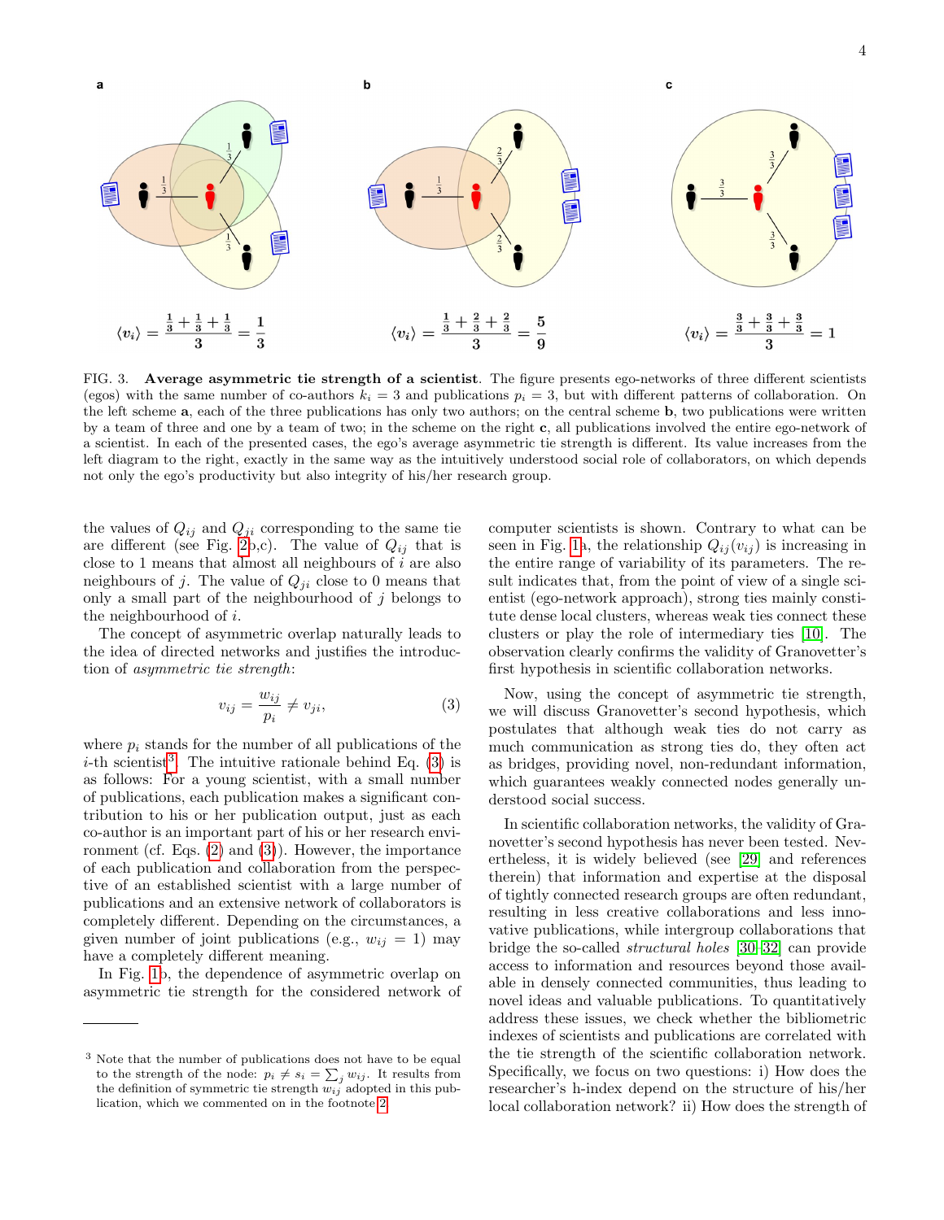a

$$\langle v_i \rangle = \frac{\frac{1}{3}+\frac{1}{3}+\frac{1}{3}}{3} = \frac{1}{3}$$

b

$$\langle v_i \rangle = \frac{\frac{1}{3}+\frac{2}{3}+\frac{2}{3}}{3} = \frac{5}{9}$$

c

$$\langle v_i \rangle = \frac{\frac{3}{3}+\frac{3}{3}+\frac{3}{3}}{3} = 1$$

FIG. 3. **Average asymmetric tie strength of a scientist**. The figure presents ego-networks of three different scientists (egos) with the same number of co-authors $k_i = 3$ and publications $p_i = 3$, but with different patterns of collaboration. On the left scheme **a**, each of the three publications has only two authors; on the central scheme **b**, two publications were written by a team of three and one by a team of two; in the scheme on the right **c**, all publications involved the entire ego-network of a scientist. In each of the presented cases, the ego's average asymmetric tie strength is different. Its value increases from the left diagram to the right, exactly in the same way as the intuitively understood social role of collaborators, on which depends not only the ego's productivity but also integrity of his/her research group.

the values of $Q_{ij}$ and $Q_{ji}$ corresponding to the same tie are different (see Fig. 2b,c). The value of $Q_{ij}$ that is close to 1 means that almost all neighbours of $i$ are also neighbours of $j$. The value of $Q_{ji}$ close to 0 means that only a small part of the neighbourhood of $j$ belongs to the neighbourhood of $i$.

The concept of asymmetric overlap naturally leads to the idea of directed networks and justifies the introduction of *asymmetric tie strength*:

$$v_{ij} = \frac{w_{ij}}{p_i} \neq v_{ji}, \tag{3}$$

where $p_i$ stands for the number of all publications of the $i$-th scientist[3]. The intuitive rationale behind Eq. (3) is as follows: For a young scientist, with a small number of publications, each publication makes a significant contribution to his or her publication output, just as each co-author is an important part of his or her research environment (cf. Eqs. (2) and (3)). However, the importance of each publication and collaboration from the perspective of an established scientist with a large number of publications and an extensive network of collaborators is completely different. Depending on the circumstances, a given number of joint publications (e.g., $w_{ij} = 1$) may have a completely different meaning.

In Fig. 1b, the dependence of asymmetric overlap on asymmetric tie strength for the considered network of computer scientists is shown. Contrary to what can be seen in Fig. 1a, the relationship $Q_{ij}(v_{ij})$ is increasing in the entire range of variability of its parameters. The result indicates that, from the point of view of a single scientist (ego-network approach), strong ties mainly constitute dense local clusters, whereas weak ties connect these clusters or play the role of intermediary ties [10]. The observation clearly confirms the validity of Granovetter's first hypothesis in scientific collaboration networks.

Now, using the concept of asymmetric tie strength, we will discuss Granovetter's second hypothesis, which postulates that although weak ties do not carry as much communication as strong ties do, they often act as bridges, providing novel, non-redundant information, which guarantees weakly connected nodes generally understood social success.

In scientific collaboration networks, the validity of Granovetter's second hypothesis has never been tested. Nevertheless, it is widely believed (see [29] and references therein) that information and expertise at the disposal of tightly connected research groups are often redundant, resulting in less creative collaborations and less innovative publications, while intergroup collaborations that bridge the so-called *structural holes* [30–32] can provide access to information and resources beyond those available in densely connected communities, thus leading to novel ideas and valuable publications. To quantitatively address these issues, we check whether the bibliometric indexes of scientists and publications are correlated with the tie strength of the scientific collaboration network. Specifically, we focus on two questions: i) How does the researcher's h-index depend on the structure of his/her local collaboration network? ii) How does the strength of

[3] Note that the number of publications does not have to be equal to the strength of the node: $p_i \neq s_i = \sum_j w_{ij}$. It results from the definition of symmetric tie strength $w_{ij}$ adopted in this publication, which we commented on in the footnote 2.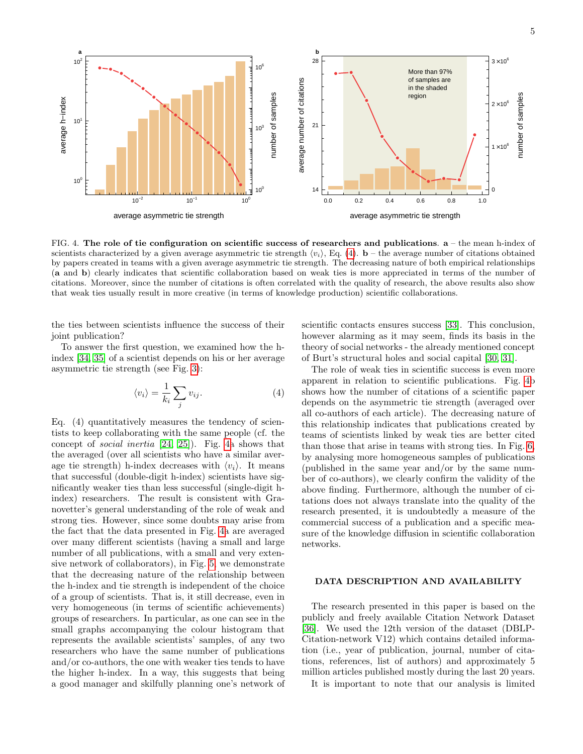FIG. 4. **The role of tie configuration on scientific success of researchers and publications**. **a** – the mean h-index of scientists characterized by a given average asymmetric tie strength $\langle v_i \rangle$, Eq. (4). **b** – the average number of citations obtained by papers created in teams with a given average asymmetric tie strength. The decreasing nature of both empirical relationships (**a** and **b**) clearly indicates that scientific collaboration based on weak ties is more appreciated in terms of the number of citations. Moreover, since the number of citations is often correlated with the quality of research, the above results also show that weak ties usually result in more creative (in terms of knowledge production) scientific collaborations.

the ties between scientists influence the success of their joint publication?

To answer the first question, we examined how the h-index [34, 35] of a scientist depends on his or her average asymmetric tie strength (see Fig. 3):

$$\langle v_i \rangle = \frac{1}{k_i} \sum_j v_{ij}. \tag{4}$$

Eq. (4) quantitatively measures the tendency of scientists to keep collaborating with the same people (cf. the concept of *social inertia* [24, 25]). Fig. 4a shows that the averaged (over all scientists who have a similar average tie strength) h-index decreases with $\langle v_i \rangle$. It means that successful (double-digit h-index) scientists have significantly weaker ties than less successful (single-digit h-index) researchers. The result is consistent with Granovetter's general understanding of the role of weak and strong ties. However, since some doubts may arise from the fact that the data presented in Fig. 4a are averaged over many different scientists (having a small and large number of all publications, with a small and very extensive network of collaborators), in Fig. 5 we demonstrate that the decreasing nature of the relationship between the h-index and tie strength is independent of the choice of a group of scientists. That is, it still decrease, even in very homogeneous (in terms of scientific achievements) groups of researchers. In particular, as one can see in the small graphs accompanying the colour histogram that represents the available scientists' samples, of any two researchers who have the same number of publications and/or co-authors, the one with weaker ties tends to have the higher h-index. In a way, this suggests that being a good manager and skilfully planning one's network of scientific contacts ensures success [33]. This conclusion, however alarming as it may seem, finds its basis in the theory of social networks - the already mentioned concept of Burt's structural holes and social capital [30, 31].

The role of weak ties in scientific success is even more apparent in relation to scientific publications. Fig. 4b shows how the number of citations of a scientific paper depends on the asymmetric tie strength (averaged over all co-authors of each article). The decreasing nature of this relationship indicates that publications created by teams of scientists linked by weak ties are better cited than those that arise in teams with strong ties. In Fig. 6, by analysing more homogeneous samples of publications (published in the same year and/or by the same number of co-authors), we clearly confirm the validity of the above finding. Furthermore, although the number of citations does not always translate into the quality of the research presented, it is undoubtedly a measure of the commercial success of a publication and a specific measure of the knowledge diffusion in scientific collaboration networks.

## DATA DESCRIPTION AND AVAILABILITY

The research presented in this paper is based on the publicly and freely available Citation Network Dataset [36]. We used the 12th version of the dataset (DBLP-Citation-network V12) which contains detailed information (i.e., year of publication, journal, number of citations, references, list of authors) and approximately 5 million articles published mostly during the last 20 years.

It is important to note that our analysis is limited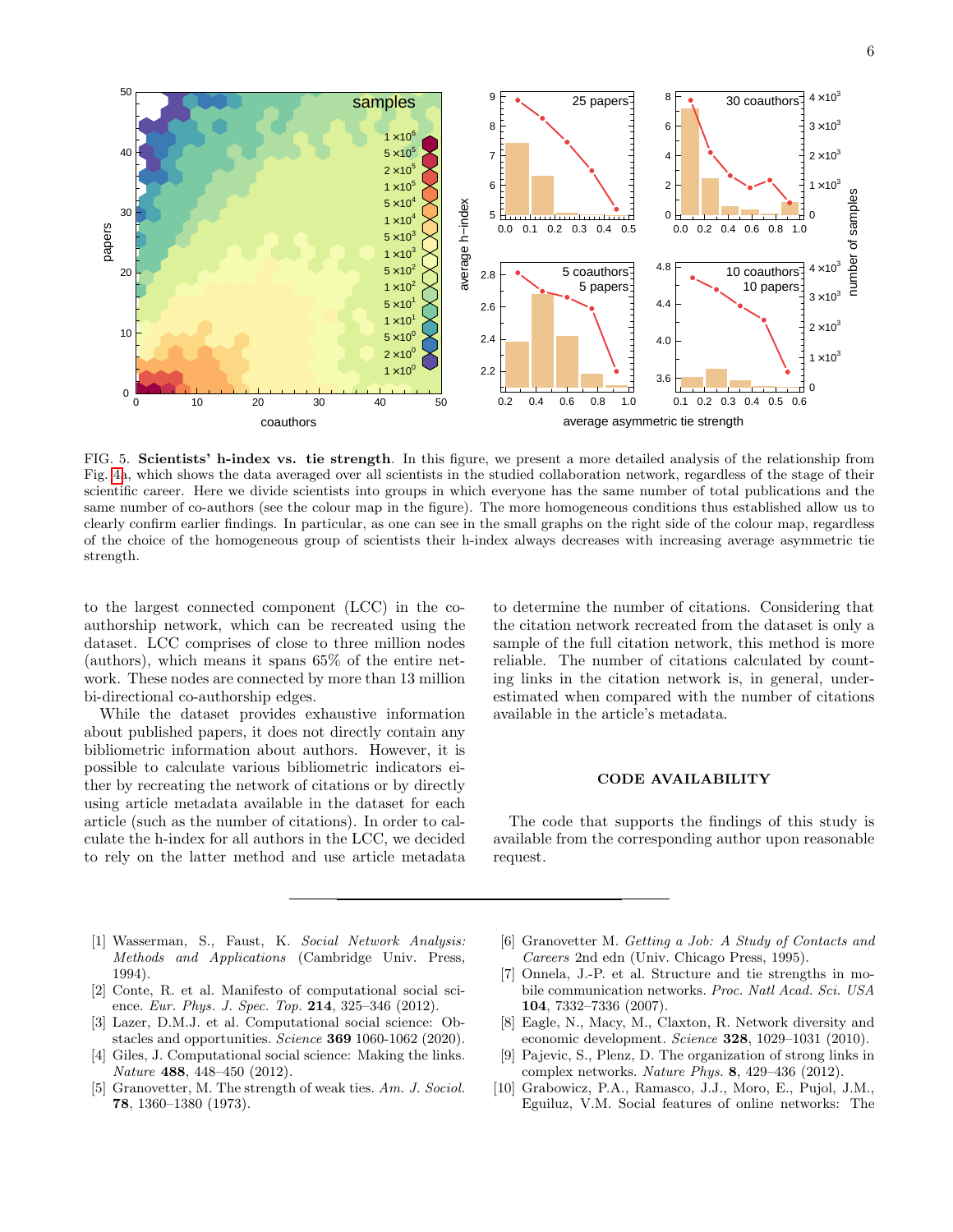FIG. 5. **Scientists' h-index vs. tie strength**. In this figure, we present a more detailed analysis of the relationship from Fig. 4a, which shows the data averaged over all scientists in the studied collaboration network, regardless of the stage of their scientific career. Here we divide scientists into groups in which everyone has the same number of total publications and the same number of co-authors (see the colour map in the figure). The more homogeneous conditions thus established allow us to clearly confirm earlier findings. In particular, as one can see in the small graphs on the right side of the colour map, regardless of the choice of the homogeneous group of scientists their h-index always decreases with increasing average asymmetric tie strength.

to the largest connected component (LCC) in the co-authorship network, which can be recreated using the dataset. LCC comprises of close to three million nodes (authors), which means it spans 65% of the entire network. These nodes are connected by more than 13 million bi-directional co-authorship edges.

While the dataset provides exhaustive information about published papers, it does not directly contain any bibliometric information about authors. However, it is possible to calculate various bibliometric indicators either by recreating the network of citations or by directly using article metadata available in the dataset for each article (such as the number of citations). In order to calculate the h-index for all authors in the LCC, we decided to rely on the latter method and use article metadata to determine the number of citations. Considering that the citation network recreated from the dataset is only a sample of the full citation network, this method is more reliable. The number of citations calculated by counting links in the citation network is, in general, underestimated when compared with the number of citations available in the article's metadata.

## CODE AVAILABILITY

The code that supports the findings of this study is available from the corresponding author upon reasonable request.

---

[1] Wasserman, S., Faust, K. *Social Network Analysis: Methods and Applications* (Cambridge Univ. Press, 1994).

[2] Conte, R. et al. Manifesto of computational social science. *Eur. Phys. J. Spec. Top.* **214**, 325–346 (2012).

[3] Lazer, D.M.J. et al. Computational social science: Obstacles and opportunities. *Science* **369** 1060-1062 (2020).

[4] Giles, J. Computational social science: Making the links. *Nature* **488**, 448–450 (2012).

[5] Granovetter, M. The strength of weak ties. *Am. J. Sociol.* **78**, 1360–1380 (1973).

[6] Granovetter M. *Getting a Job: A Study of Contacts and Careers* 2nd edn (Univ. Chicago Press, 1995).

[7] Onnela, J.-P. et al. Structure and tie strengths in mobile communication networks. *Proc. Natl Acad. Sci. USA* **104**, 7332–7336 (2007).

[8] Eagle, N., Macy, M., Claxton, R. Network diversity and economic development. *Science* **328**, 1029–1031 (2010).

[9] Pajevic, S., Plenz, D. The organization of strong links in complex networks. *Nature Phys.* **8**, 429–436 (2012).

[10] Grabowicz, P.A., Ramasco, J.J., Moro, E., Pujol, J.M., Eguiluz, V.M. Social features of online networks: The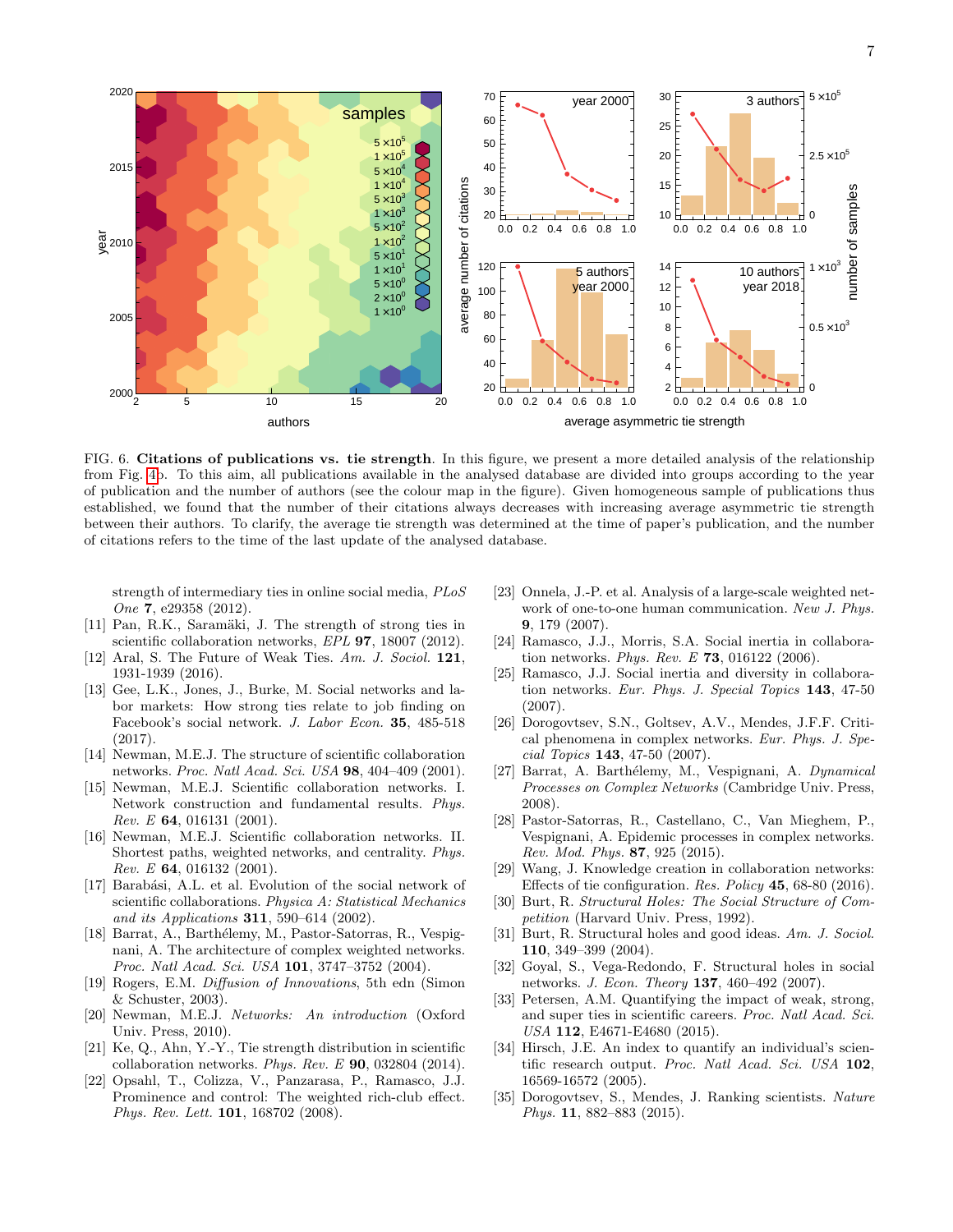FIG. 6. **Citations of publications vs. tie strength**. In this figure, we present a more detailed analysis of the relationship from Fig. 4b. To this aim, all publications available in the analysed database are divided into groups according to the year of publication and the number of authors (see the colour map in the figure). Given homogeneous sample of publications thus established, we found that the number of their citations always decreases with increasing average asymmetric tie strength between their authors. To clarify, the average tie strength was determined at the time of paper's publication, and the number of citations refers to the time of the last update of the analysed database.

strength of intermediary ties in online social media, *PLoS One* **7**, e29358 (2012).

[11] Pan, R.K., Saramäki, J. The strength of strong ties in scientific collaboration networks, *EPL* **97**, 18007 (2012).

[12] Aral, S. The Future of Weak Ties. *Am. J. Sociol.* **121**, 1931-1939 (2016).

[13] Gee, L.K., Jones, J., Burke, M. Social networks and labor markets: How strong ties relate to job finding on Facebook's social network. *J. Labor Econ.* **35**, 485-518 (2017).

[14] Newman, M.E.J. The structure of scientific collaboration networks. *Proc. Natl Acad. Sci. USA* **98**, 404–409 (2001).

[15] Newman, M.E.J. Scientific collaboration networks. I. Network construction and fundamental results. *Phys. Rev. E* **64**, 016131 (2001).

[16] Newman, M.E.J. Scientific collaboration networks. II. Shortest paths, weighted networks, and centrality. *Phys. Rev. E* **64**, 016132 (2001).

[17] Barabási, A.L. et al. Evolution of the social network of scientific collaborations. *Physica A: Statistical Mechanics and its Applications* **311**, 590–614 (2002).

[18] Barrat, A., Barthélemy, M., Pastor-Satorras, R., Vespignani, A. The architecture of complex weighted networks. *Proc. Natl Acad. Sci. USA* **101**, 3747–3752 (2004).

[19] Rogers, E.M. *Diffusion of Innovations*, 5th edn (Simon & Schuster, 2003).

[20] Newman, M.E.J. *Networks: An introduction* (Oxford Univ. Press, 2010).

[21] Ke, Q., Ahn, Y.-Y., Tie strength distribution in scientific collaboration networks. *Phys. Rev. E* **90**, 032804 (2014).

[22] Opsahl, T., Colizza, V., Panzarasa, P., Ramasco, J.J. Prominence and control: The weighted rich-club effect. *Phys. Rev. Lett.* **101**, 168702 (2008).

[23] Onnela, J.-P. et al. Analysis of a large-scale weighted network of one-to-one human communication. *New J. Phys.* **9**, 179 (2007).

[24] Ramasco, J.J., Morris, S.A. Social inertia in collaboration networks. *Phys. Rev. E* **73**, 016122 (2006).

[25] Ramasco, J.J. Social inertia and diversity in collaboration networks. *Eur. Phys. J. Special Topics* **143**, 47-50 (2007).

[26] Dorogovtsev, S.N., Goltsev, A.V., Mendes, J.F.F. Critical phenomena in complex networks. *Eur. Phys. J. Special Topics* **143**, 47-50 (2007).

[27] Barrat, A. Barthélemy, M., Vespignani, A. *Dynamical Processes on Complex Networks* (Cambridge Univ. Press, 2008).

[28] Pastor-Satorras, R., Castellano, C., Van Mieghem, P., Vespignani, A. Epidemic processes in complex networks. *Rev. Mod. Phys.* **87**, 925 (2015).

[29] Wang, J. Knowledge creation in collaboration networks: Effects of tie configuration. *Res. Policy* **45**, 68-80 (2016).

[30] Burt, R. *Structural Holes: The Social Structure of Competition* (Harvard Univ. Press, 1992).

[31] Burt, R. Structural holes and good ideas. *Am. J. Sociol.* **110**, 349–399 (2004).

[32] Goyal, S., Vega-Redondo, F. Structural holes in social networks. *J. Econ. Theory* **137**, 460–492 (2007).

[33] Petersen, A.M. Quantifying the impact of weak, strong, and super ties in scientific careers. *Proc. Natl Acad. Sci. USA* **112**, E4671-E4680 (2015).

[34] Hirsch, J.E. An index to quantify an individual's scientific research output. *Proc. Natl Acad. Sci. USA* **102**, 16569-16572 (2005).

[35] Dorogovtsev, S., Mendes, J. Ranking scientists. *Nature Phys.* **11**, 882–883 (2015).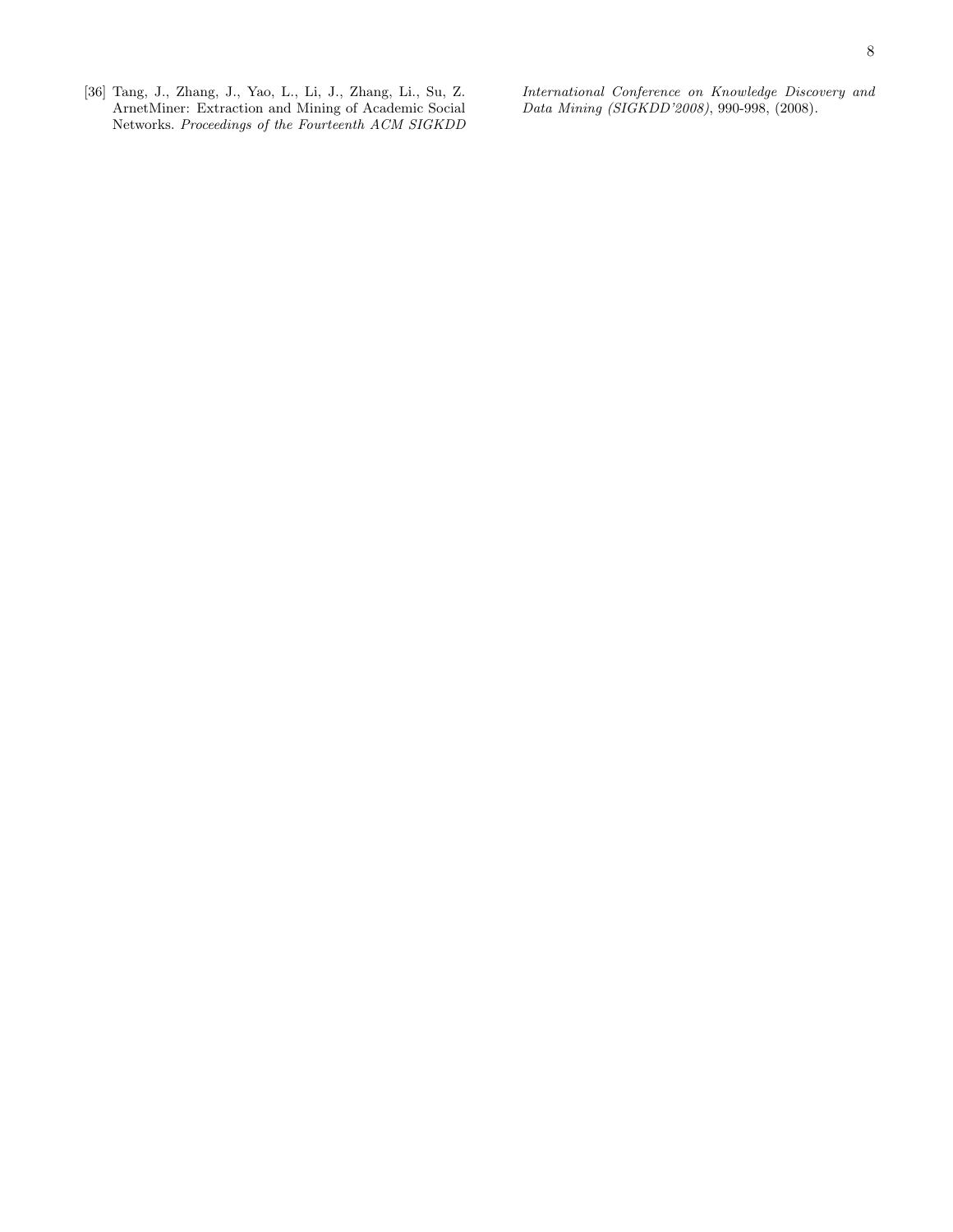[36] Tang, J., Zhang, J., Yao, L., Li, J., Zhang, Li., Su, Z. ArnetMiner: Extraction and Mining of Academic Social Networks. *Proceedings of the Fourteenth ACM SIGKDD International Conference on Knowledge Discovery and Data Mining (SIGKDD'2008)*, 990-998, (2008).